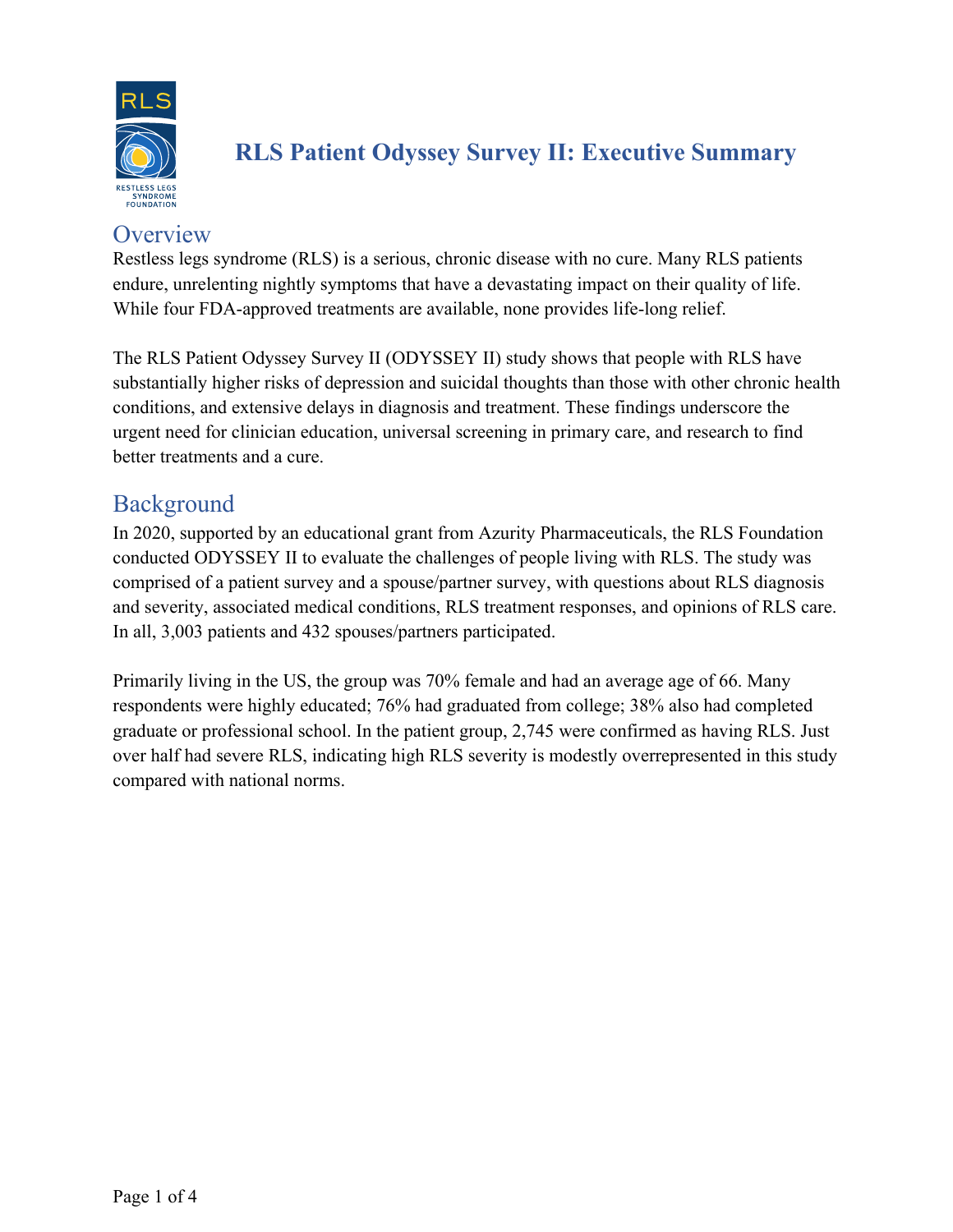# RLS Patient Odyssey Survey II: Executive Summary

## Overview

Restless legs syndrome (RLS) is a serious, chronic disease with no cure. Many RLS patients endure, unrelenting nightly symptoms that have a devastating impact on their quality of life. While four FDA-approved treatments are available, none provides life-long relief.

The RLS Patient Odyssey Survey II (ODYSSEY II) study shows that people with RLS have substantially higher risks of depression and suicidal thoughts than those with other chronic health conditions, and extensive delays in diagnosis and treatment. These findings underscore the urgent need for clinician education, universal screening in primary care, and research to find better treatments and a cure.

## Background

In 2020, supported by an educational grant from Azurity Pharmaceuticals, the RLS Foundation conducted ODYSSEY II to evaluate the challenges of people living with RLS. The study was comprised of a patient survey and a spouse/partner survey, with questions about RLS diagnosis and severity, associated medical conditions, RLS treatment responses, and opinions of RLS care. In all, 3,003 patients and 432 spouses/partners participated.

Primarily living in the US, the group was 70% female and had an average age of 66. Many respondents were highly educated; 76% had graduated from college; 38% also had completed graduate or professional school. In the patient group, 2,745 were confirmed as having RLS. Just over half had severe RLS, indicating high RLS severity is modestly overrepresented in this study compared with national norms.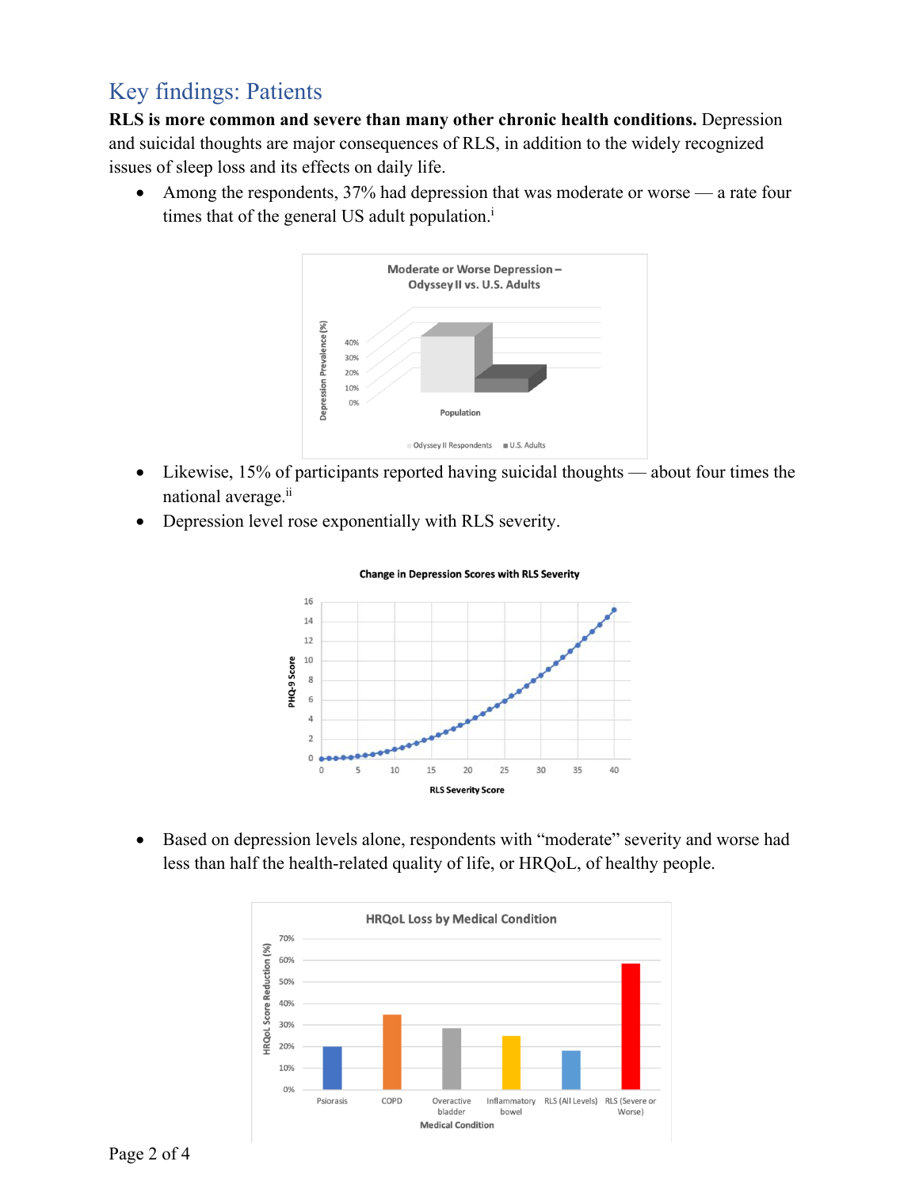## Key findings: Patients

**RLS is more common and severe than many other chronic health conditions.** Depression and suicidal thoughts are major consequences of RLS, in addition to the widely recognized issues of sleep loss and its effects on daily life.

- Among the respondents, 37% had depression that was moderate or worse — a rate four times that of the general US adult population.[i]

- Likewise, 15% of participants reported having suicidal thoughts — about four times the national average.[ii]
- Depression level rose exponentially with RLS severity.

- Based on depression levels alone, respondents with "moderate" severity and worse had less than half the health-related quality of life, or HRQoL, of healthy people.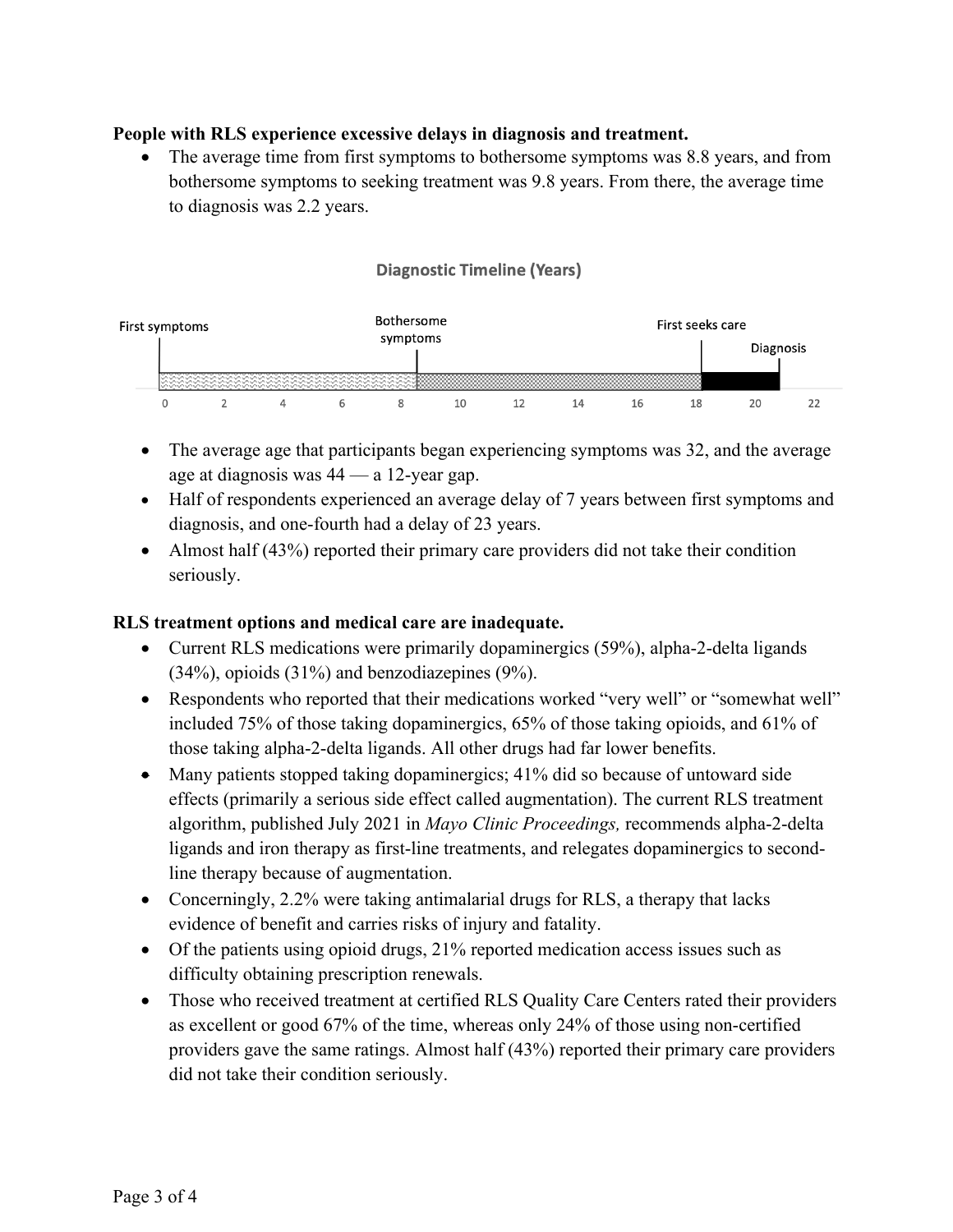**People with RLS experience excessive delays in diagnosis and treatment.**

- The average time from first symptoms to bothersome symptoms was 8.8 years, and from bothersome symptoms to seeking treatment was 9.8 years. From there, the average time to diagnosis was 2.2 years.

**Diagnostic Timeline (Years)**

First symptoms | Bothersome symptoms | First seeks care | Diagnosis

0 2 4 6 8 10 12 14 16 18 20 22

- The average age that participants began experiencing symptoms was 32, and the average age at diagnosis was 44 — a 12-year gap.
- Half of respondents experienced an average delay of 7 years between first symptoms and diagnosis, and one-fourth had a delay of 23 years.
- Almost half (43%) reported their primary care providers did not take their condition seriously.

**RLS treatment options and medical care are inadequate.**

- Current RLS medications were primarily dopaminergics (59%), alpha-2-delta ligands (34%), opioids (31%) and benzodiazepines (9%).
- Respondents who reported that their medications worked "very well" or "somewhat well" included 75% of those taking dopaminergics, 65% of those taking opioids, and 61% of those taking alpha-2-delta ligands. All other drugs had far lower benefits.
- Many patients stopped taking dopaminergics; 41% did so because of untoward side effects (primarily a serious side effect called augmentation). The current RLS treatment algorithm, published July 2021 in *Mayo Clinic Proceedings,* recommends alpha-2-delta ligands and iron therapy as first-line treatments, and relegates dopaminergics to second-line therapy because of augmentation.
- Concerningly, 2.2% were taking antimalarial drugs for RLS, a therapy that lacks evidence of benefit and carries risks of injury and fatality.
- Of the patients using opioid drugs, 21% reported medication access issues such as difficulty obtaining prescription renewals.
- Those who received treatment at certified RLS Quality Care Centers rated their providers as excellent or good 67% of the time, whereas only 24% of those using non-certified providers gave the same ratings. Almost half (43%) reported their primary care providers did not take their condition seriously.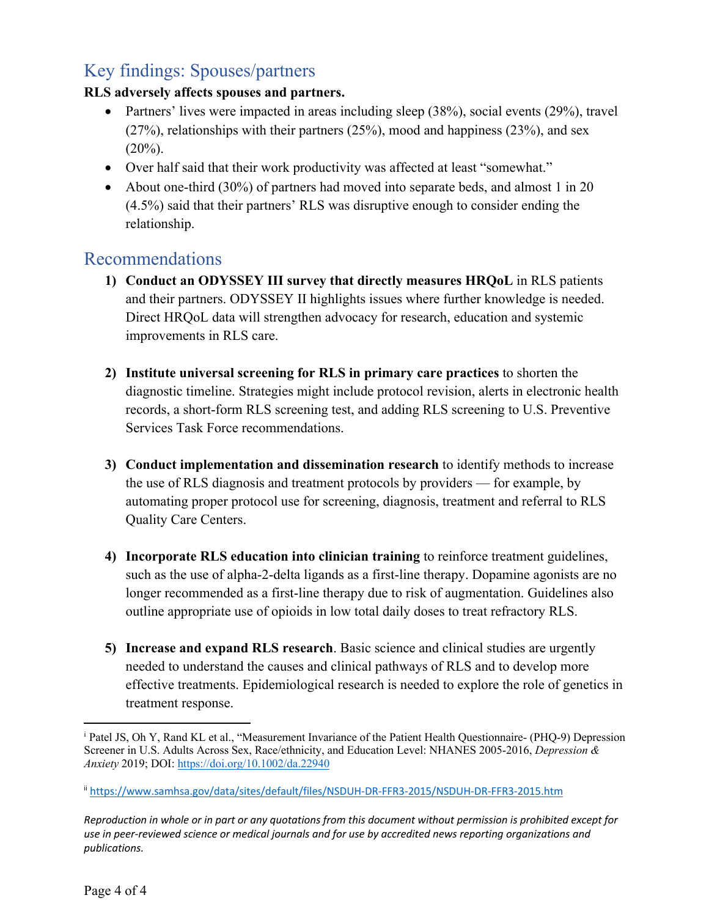## Key findings: Spouses/partners

**RLS adversely affects spouses and partners.**

- Partners' lives were impacted in areas including sleep (38%), social events (29%), travel (27%), relationships with their partners (25%), mood and happiness (23%), and sex (20%).
- Over half said that their work productivity was affected at least "somewhat."
- About one-third (30%) of partners had moved into separate beds, and almost 1 in 20 (4.5%) said that their partners' RLS was disruptive enough to consider ending the relationship.

## Recommendations

1) **Conduct an ODYSSEY III survey that directly measures HRQoL** in RLS patients and their partners. ODYSSEY II highlights issues where further knowledge is needed. Direct HRQoL data will strengthen advocacy for research, education and systemic improvements in RLS care.

2) **Institute universal screening for RLS in primary care practices** to shorten the diagnostic timeline. Strategies might include protocol revision, alerts in electronic health records, a short-form RLS screening test, and adding RLS screening to U.S. Preventive Services Task Force recommendations.

3) **Conduct implementation and dissemination research** to identify methods to increase the use of RLS diagnosis and treatment protocols by providers — for example, by automating proper protocol use for screening, diagnosis, treatment and referral to RLS Quality Care Centers.

4) **Incorporate RLS education into clinician training** to reinforce treatment guidelines, such as the use of alpha-2-delta ligands as a first-line therapy. Dopamine agonists are no longer recommended as a first-line therapy due to risk of augmentation. Guidelines also outline appropriate use of opioids in low total daily doses to treat refractory RLS.

5) **Increase and expand RLS research**. Basic science and clinical studies are urgently needed to understand the causes and clinical pathways of RLS and to develop more effective treatments. Epidemiological research is needed to explore the role of genetics in treatment response.

---

[i] Patel JS, Oh Y, Rand KL et al., "Measurement Invariance of the Patient Health Questionnaire- (PHQ-9) Depression Screener in U.S. Adults Across Sex, Race/ethnicity, and Education Level: NHANES 2005-2016, *Depression & Anxiety* 2019; DOI: https://doi.org/10.1002/da.22940

[ii] https://www.samhsa.gov/data/sites/default/files/NSDUH-DR-FFR3-2015/NSDUH-DR-FFR3-2015.htm

*Reproduction in whole or in part or any quotations from this document without permission is prohibited except for use in peer-reviewed science or medical journals and for use by accredited news reporting organizations and publications.*